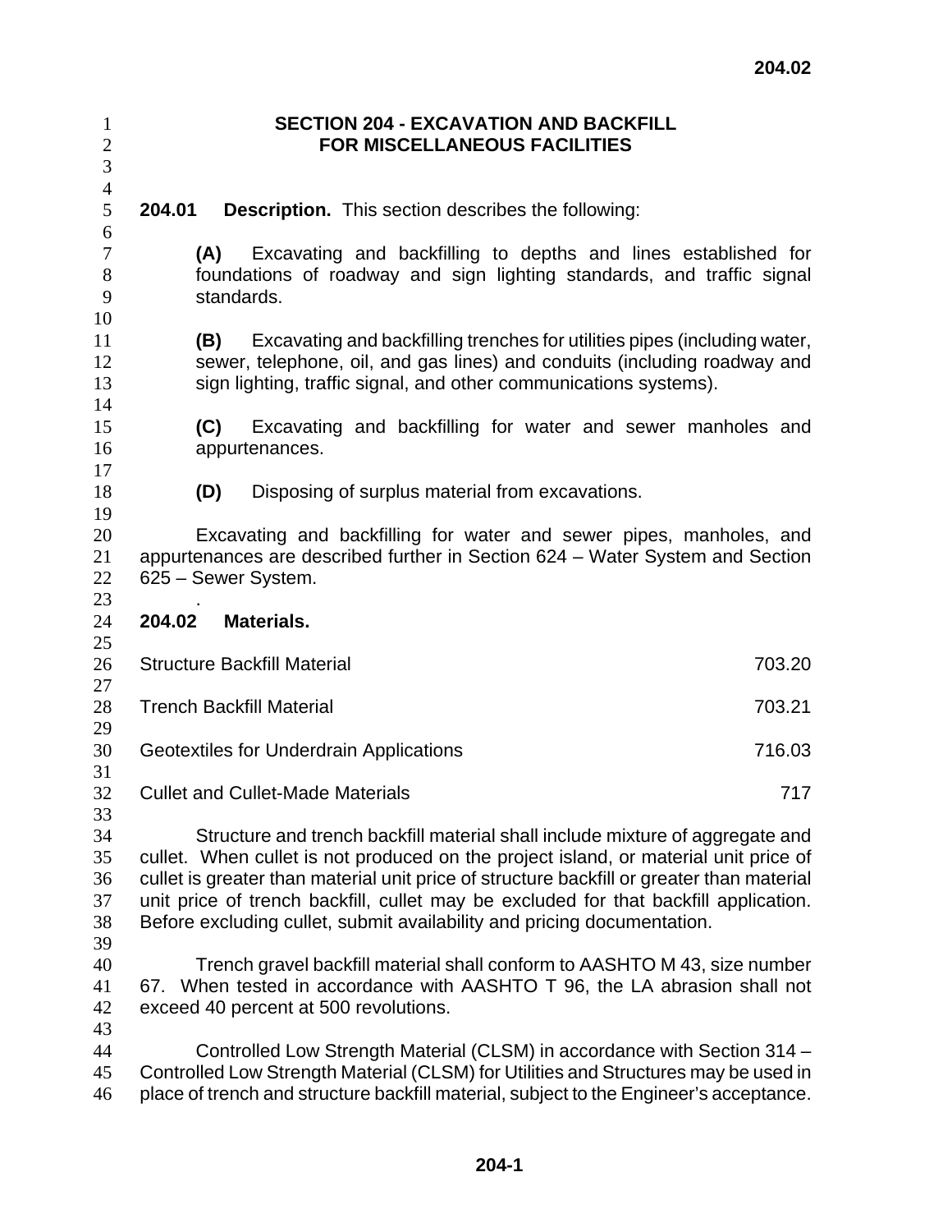# SECTION 204 - EXCAVATION AND BACKFILL FOR MISCELLANEOUS FACILITIES

**204.01 Description.** This section describes the following:

**(A)** Excavating and backfilling to depths and lines established for foundations of roadway and sign lighting standards, and traffic signal standards.

**(B)** Excavating and backfilling trenches for utilities pipes (including water, sewer, telephone, oil, and gas lines) and conduits (including roadway and sign lighting, traffic signal, and other communications systems).

**(C)** Excavating and backfilling for water and sewer manholes and appurtenances.

**(D)** Disposing of surplus material from excavations.

Excavating and backfilling for water and sewer pipes, manholes, and appurtenances are described further in Section 624 – Water System and Section 625 – Sewer System.

.

**204.02 Materials.**

| | |
|---|---|
| Structure Backfill Material | 703.20 |
| Trench Backfill Material | 703.21 |
| Geotextiles for Underdrain Applications | 716.03 |
| Cullet and Cullet-Made Materials | 717 |

Structure and trench backfill material shall include mixture of aggregate and cullet. When cullet is not produced on the project island, or material unit price of cullet is greater than material unit price of structure backfill or greater than material unit price of trench backfill, cullet may be excluded for that backfill application. Before excluding cullet, submit availability and pricing documentation.

Trench gravel backfill material shall conform to AASHTO M 43, size number 67. When tested in accordance with AASHTO T 96, the LA abrasion shall not exceed 40 percent at 500 revolutions.

Controlled Low Strength Material (CLSM) in accordance with Section 314 – Controlled Low Strength Material (CLSM) for Utilities and Structures may be used in place of trench and structure backfill material, subject to the Engineer's acceptance.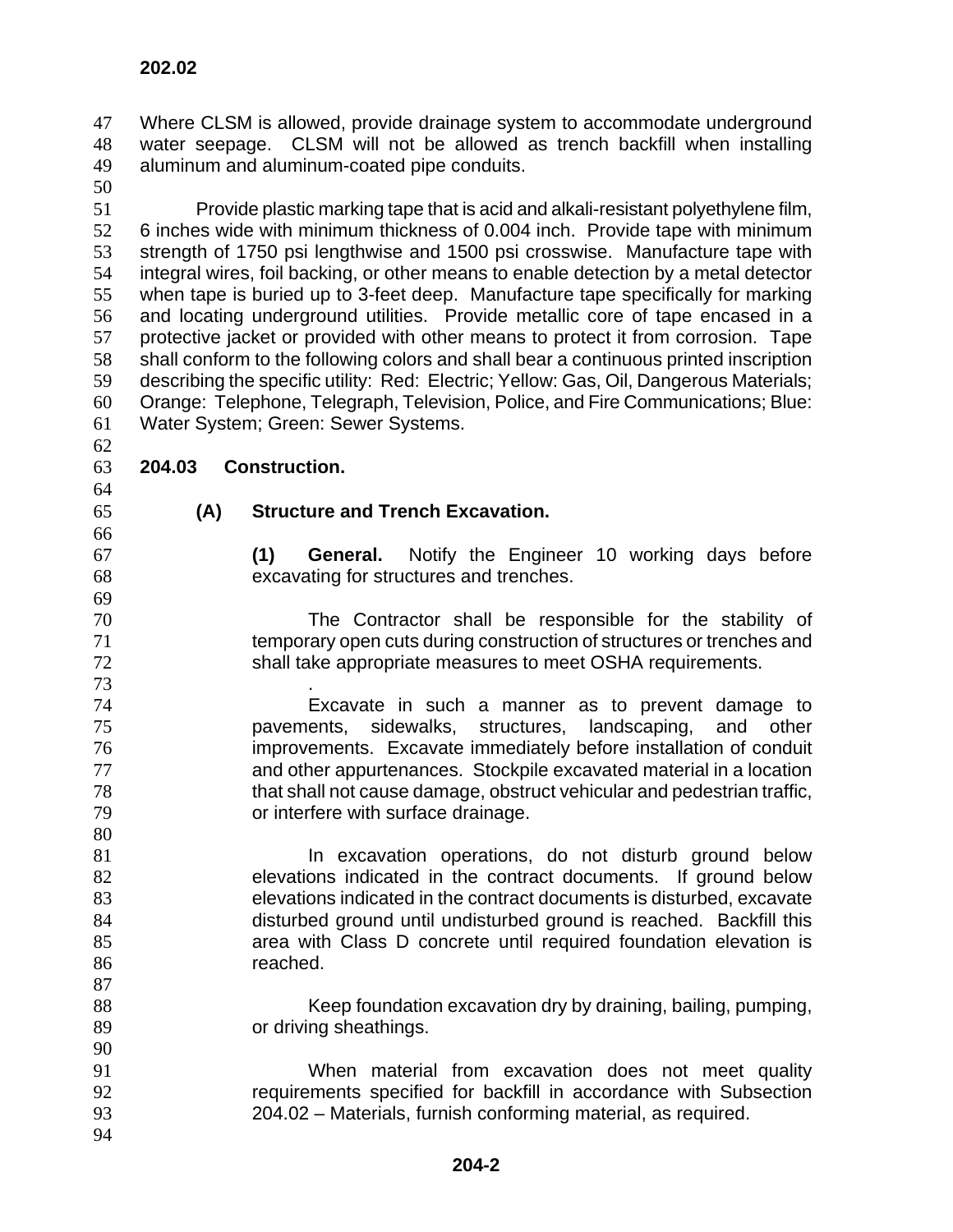Where CLSM is allowed, provide drainage system to accommodate underground water seepage. CLSM will not be allowed as trench backfill when installing aluminum and aluminum-coated pipe conduits.

Provide plastic marking tape that is acid and alkali-resistant polyethylene film, 6 inches wide with minimum thickness of 0.004 inch. Provide tape with minimum strength of 1750 psi lengthwise and 1500 psi crosswise. Manufacture tape with integral wires, foil backing, or other means to enable detection by a metal detector when tape is buried up to 3-feet deep. Manufacture tape specifically for marking and locating underground utilities. Provide metallic core of tape encased in a protective jacket or provided with other means to protect it from corrosion. Tape shall conform to the following colors and shall bear a continuous printed inscription describing the specific utility: Red: Electric; Yellow: Gas, Oil, Dangerous Materials; Orange: Telephone, Telegraph, Television, Police, and Fire Communications; Blue: Water System; Green: Sewer Systems.

## 204.03 Construction.

### (A) Structure and Trench Excavation.

**(1) General.** Notify the Engineer 10 working days before excavating for structures and trenches.

The Contractor shall be responsible for the stability of temporary open cuts during construction of structures or trenches and shall take appropriate measures to meet OSHA requirements.

Excavate in such a manner as to prevent damage to pavements, sidewalks, structures, landscaping, and other improvements. Excavate immediately before installation of conduit and other appurtenances. Stockpile excavated material in a location that shall not cause damage, obstruct vehicular and pedestrian traffic, or interfere with surface drainage.

In excavation operations, do not disturb ground below elevations indicated in the contract documents. If ground below elevations indicated in the contract documents is disturbed, excavate disturbed ground until undisturbed ground is reached. Backfill this area with Class D concrete until required foundation elevation is reached.

Keep foundation excavation dry by draining, bailing, pumping, or driving sheathings.

When material from excavation does not meet quality requirements specified for backfill in accordance with Subsection 204.02 – Materials, furnish conforming material, as required.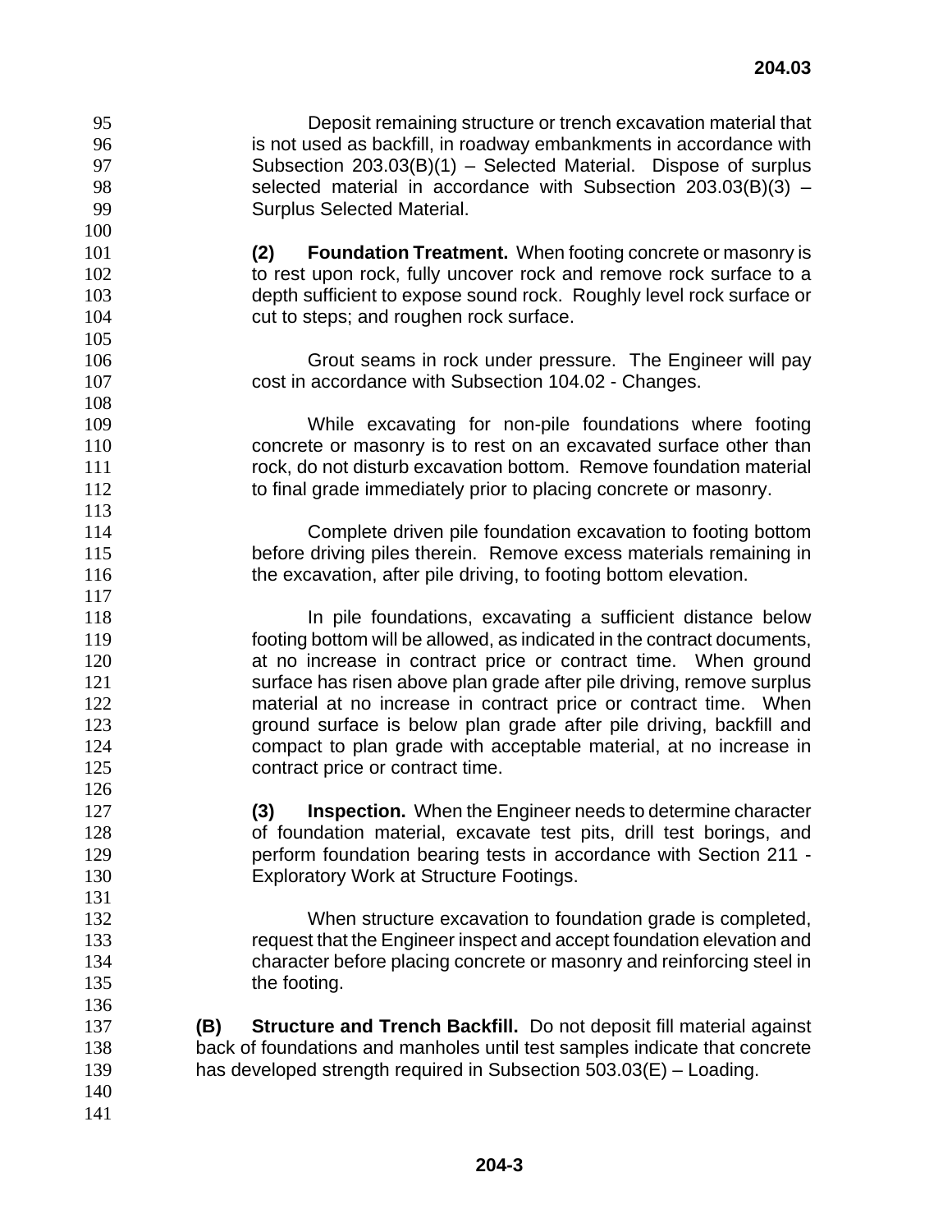Deposit remaining structure or trench excavation material that is not used as backfill, in roadway embankments in accordance with Subsection 203.03(B)(1) – Selected Material. Dispose of surplus selected material in accordance with Subsection 203.03(B)(3) – Surplus Selected Material.

**(2) Foundation Treatment.** When footing concrete or masonry is to rest upon rock, fully uncover rock and remove rock surface to a depth sufficient to expose sound rock. Roughly level rock surface or cut to steps; and roughen rock surface.

Grout seams in rock under pressure. The Engineer will pay cost in accordance with Subsection 104.02 - Changes.

While excavating for non-pile foundations where footing concrete or masonry is to rest on an excavated surface other than rock, do not disturb excavation bottom. Remove foundation material to final grade immediately prior to placing concrete or masonry.

Complete driven pile foundation excavation to footing bottom before driving piles therein. Remove excess materials remaining in the excavation, after pile driving, to footing bottom elevation.

In pile foundations, excavating a sufficient distance below footing bottom will be allowed, as indicated in the contract documents, at no increase in contract price or contract time. When ground surface has risen above plan grade after pile driving, remove surplus material at no increase in contract price or contract time. When ground surface is below plan grade after pile driving, backfill and compact to plan grade with acceptable material, at no increase in contract price or contract time.

**(3) Inspection.** When the Engineer needs to determine character of foundation material, excavate test pits, drill test borings, and perform foundation bearing tests in accordance with Section 211 - Exploratory Work at Structure Footings.

When structure excavation to foundation grade is completed, request that the Engineer inspect and accept foundation elevation and character before placing concrete or masonry and reinforcing steel in the footing.

**(B) Structure and Trench Backfill.** Do not deposit fill material against back of foundations and manholes until test samples indicate that concrete has developed strength required in Subsection 503.03(E) – Loading.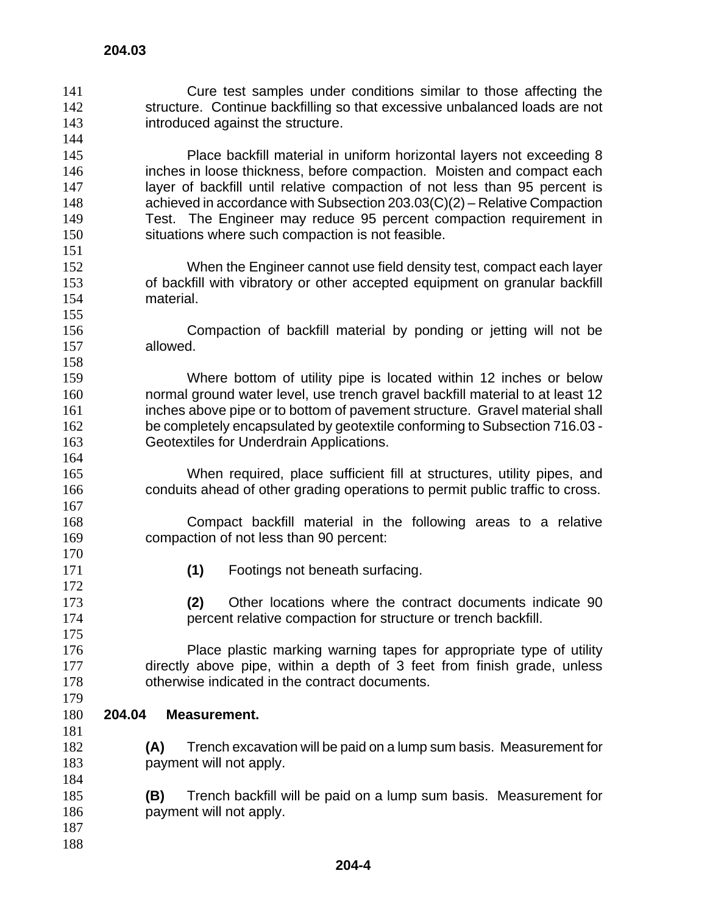Cure test samples under conditions similar to those affecting the structure. Continue backfilling so that excessive unbalanced loads are not introduced against the structure.

Place backfill material in uniform horizontal layers not exceeding 8 inches in loose thickness, before compaction. Moisten and compact each layer of backfill until relative compaction of not less than 95 percent is achieved in accordance with Subsection 203.03(C)(2) – Relative Compaction Test. The Engineer may reduce 95 percent compaction requirement in situations where such compaction is not feasible.

When the Engineer cannot use field density test, compact each layer of backfill with vibratory or other accepted equipment on granular backfill material.

Compaction of backfill material by ponding or jetting will not be allowed.

Where bottom of utility pipe is located within 12 inches or below normal ground water level, use trench gravel backfill material to at least 12 inches above pipe or to bottom of pavement structure. Gravel material shall be completely encapsulated by geotextile conforming to Subsection 716.03 - Geotextiles for Underdrain Applications.

When required, place sufficient fill at structures, utility pipes, and conduits ahead of other grading operations to permit public traffic to cross.

Compact backfill material in the following areas to a relative compaction of not less than 90 percent:

**(1)** Footings not beneath surfacing.

**(2)** Other locations where the contract documents indicate 90 percent relative compaction for structure or trench backfill.

Place plastic marking warning tapes for appropriate type of utility directly above pipe, within a depth of 3 feet from finish grade, unless otherwise indicated in the contract documents.

## 204.04 Measurement.

**(A)** Trench excavation will be paid on a lump sum basis. Measurement for payment will not apply.

**(B)** Trench backfill will be paid on a lump sum basis. Measurement for payment will not apply.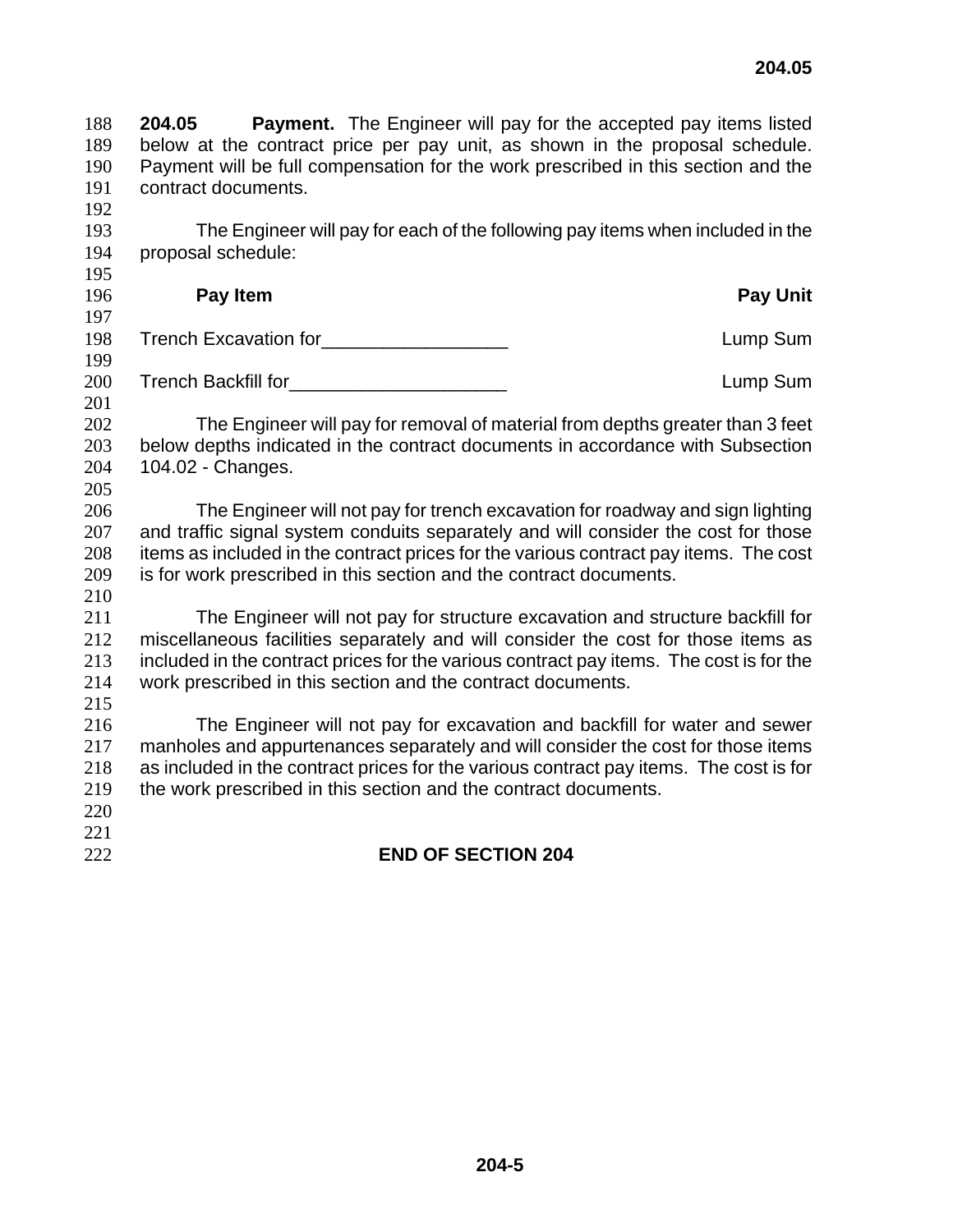**204.05 Payment.** The Engineer will pay for the accepted pay items listed below at the contract price per pay unit, as shown in the proposal schedule. Payment will be full compensation for the work prescribed in this section and the contract documents.

The Engineer will pay for each of the following pay items when included in the proposal schedule:

| Pay Item | Pay Unit |
|---|---|
| Trench Excavation for__________________ | Lump Sum |
| Trench Backfill for_____________________ | Lump Sum |

The Engineer will pay for removal of material from depths greater than 3 feet below depths indicated in the contract documents in accordance with Subsection 104.02 - Changes.

The Engineer will not pay for trench excavation for roadway and sign lighting and traffic signal system conduits separately and will consider the cost for those items as included in the contract prices for the various contract pay items. The cost is for work prescribed in this section and the contract documents.

The Engineer will not pay for structure excavation and structure backfill for miscellaneous facilities separately and will consider the cost for those items as included in the contract prices for the various contract pay items. The cost is for the work prescribed in this section and the contract documents.

The Engineer will not pay for excavation and backfill for water and sewer manholes and appurtenances separately and will consider the cost for those items as included in the contract prices for the various contract pay items. The cost is for the work prescribed in this section and the contract documents.

**END OF SECTION 204**